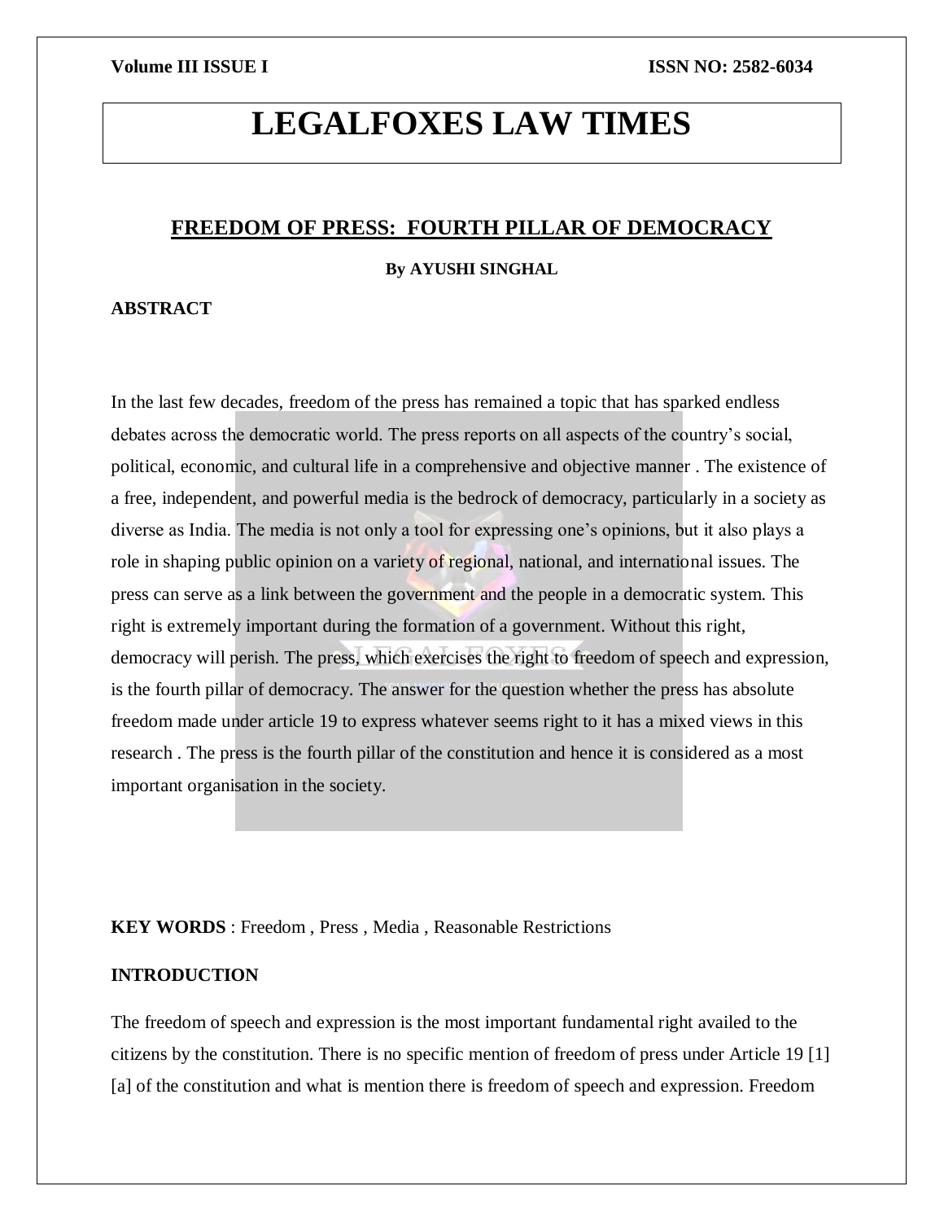# LEGALFOXES LAW TIMES

## FREEDOM OF PRESS: FOURTH PILLAR OF DEMOCRACY

**By AYUSHI SINGHAL**

**ABSTRACT**

In the last few decades, freedom of the press has remained a topic that has sparked endless debates across the democratic world. The press reports on all aspects of the country's social, political, economic, and cultural life in a comprehensive and objective manner . The existence of a free, independent, and powerful media is the bedrock of democracy, particularly in a society as diverse as India. The media is not only a tool for expressing one's opinions, but it also plays a role in shaping public opinion on a variety of regional, national, and international issues. The press can serve as a link between the government and the people in a democratic system. This right is extremely important during the formation of a government. Without this right, democracy will perish. The press, which exercises the right to freedom of speech and expression, is the fourth pillar of democracy. The answer for the question whether the press has absolute freedom made under article 19 to express whatever seems right to it has a mixed views in this research . The press is the fourth pillar of the constitution and hence it is considered as a most important organisation in the society.

**KEY WORDS** : Freedom , Press , Media , Reasonable Restrictions

**INTRODUCTION**

The freedom of speech and expression is the most important fundamental right availed to the citizens by the constitution. There is no specific mention of freedom of press under Article 19 [1] [a] of the constitution and what is mention there is freedom of speech and expression. Freedom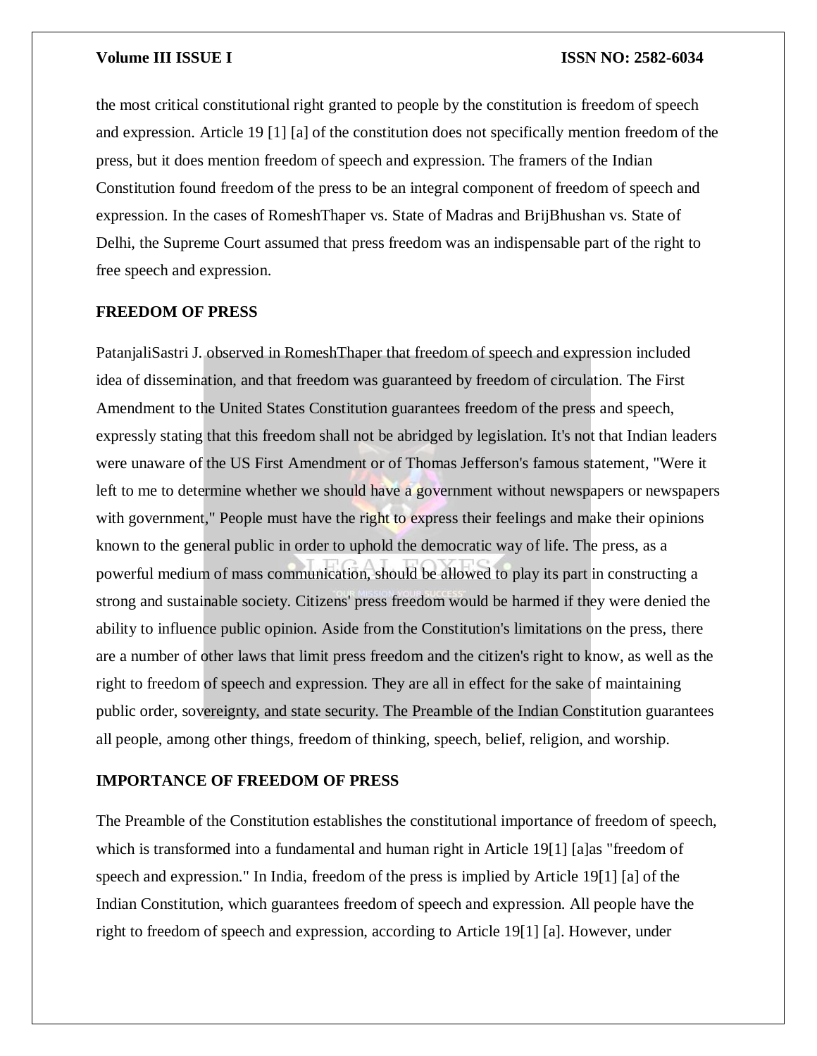the most critical constitutional right granted to people by the constitution is freedom of speech and expression. Article 19 [1] [a] of the constitution does not specifically mention freedom of the press, but it does mention freedom of speech and expression. The framers of the Indian Constitution found freedom of the press to be an integral component of freedom of speech and expression. In the cases of RomeshThaper vs. State of Madras and BrijBhushan vs. State of Delhi, the Supreme Court assumed that press freedom was an indispensable part of the right to free speech and expression.

## FREEDOM OF PRESS

PatanjaliSastri J. observed in RomeshThaper that freedom of speech and expression included idea of dissemination, and that freedom was guaranteed by freedom of circulation. The First Amendment to the United States Constitution guarantees freedom of the press and speech, expressly stating that this freedom shall not be abridged by legislation. It's not that Indian leaders were unaware of the US First Amendment or of Thomas Jefferson's famous statement, "Were it left to me to determine whether we should have a government without newspapers or newspapers with government," People must have the right to express their feelings and make their opinions known to the general public in order to uphold the democratic way of life. The press, as a powerful medium of mass communication, should be allowed to play its part in constructing a strong and sustainable society. Citizens' press freedom would be harmed if they were denied the ability to influence public opinion. Aside from the Constitution's limitations on the press, there are a number of other laws that limit press freedom and the citizen's right to know, as well as the right to freedom of speech and expression. They are all in effect for the sake of maintaining public order, sovereignty, and state security. The Preamble of the Indian Constitution guarantees all people, among other things, freedom of thinking, speech, belief, religion, and worship.

## IMPORTANCE OF FREEDOM OF PRESS

The Preamble of the Constitution establishes the constitutional importance of freedom of speech, which is transformed into a fundamental and human right in Article 19[1] [a]as "freedom of speech and expression." In India, freedom of the press is implied by Article 19[1] [a] of the Indian Constitution, which guarantees freedom of speech and expression. All people have the right to freedom of speech and expression, according to Article 19[1] [a]. However, under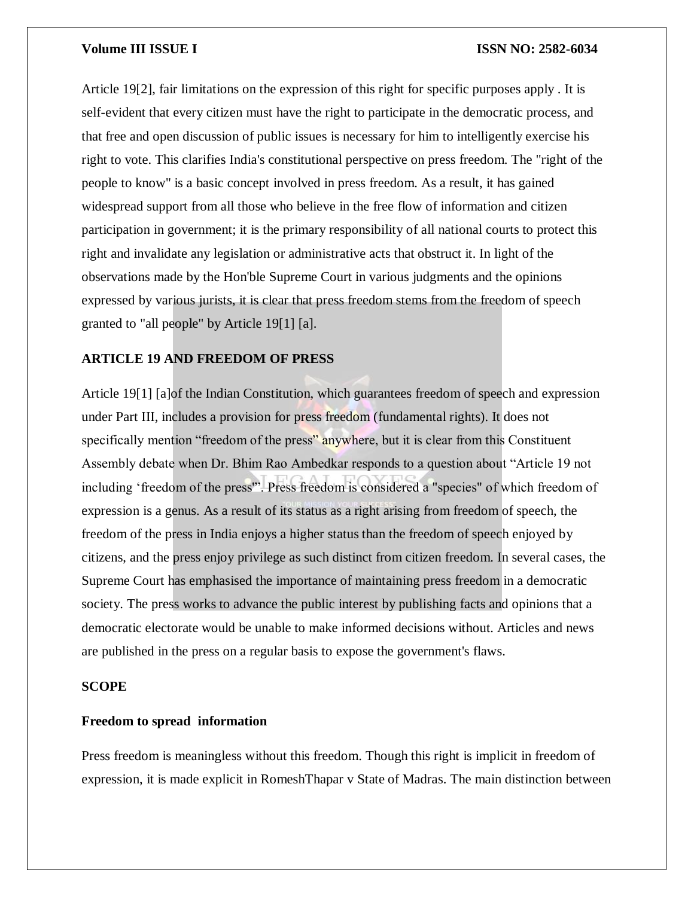Article 19[2], fair limitations on the expression of this right for specific purposes apply . It is self-evident that every citizen must have the right to participate in the democratic process, and that free and open discussion of public issues is necessary for him to intelligently exercise his right to vote. This clarifies India's constitutional perspective on press freedom. The "right of the people to know" is a basic concept involved in press freedom. As a result, it has gained widespread support from all those who believe in the free flow of information and citizen participation in government; it is the primary responsibility of all national courts to protect this right and invalidate any legislation or administrative acts that obstruct it. In light of the observations made by the Hon'ble Supreme Court in various judgments and the opinions expressed by various jurists, it is clear that press freedom stems from the freedom of speech granted to "all people" by Article 19[1] [a].

## ARTICLE 19 AND FREEDOM OF PRESS

Article 19[1] [a]of the Indian Constitution, which guarantees freedom of speech and expression under Part III, includes a provision for press freedom (fundamental rights). It does not specifically mention "freedom of the press" anywhere, but it is clear from this Constituent Assembly debate when Dr. Bhim Rao Ambedkar responds to a question about "Article 19 not including 'freedom of the press'". Press freedom is considered a "species" of which freedom of expression is a genus. As a result of its status as a right arising from freedom of speech, the freedom of the press in India enjoys a higher status than the freedom of speech enjoyed by citizens, and the press enjoy privilege as such distinct from citizen freedom. In several cases, the Supreme Court has emphasised the importance of maintaining press freedom in a democratic society. The press works to advance the public interest by publishing facts and opinions that a democratic electorate would be unable to make informed decisions without. Articles and news are published in the press on a regular basis to expose the government's flaws.

## SCOPE

### Freedom to spread information

Press freedom is meaningless without this freedom. Though this right is implicit in freedom of expression, it is made explicit in RomeshThapar v State of Madras. The main distinction between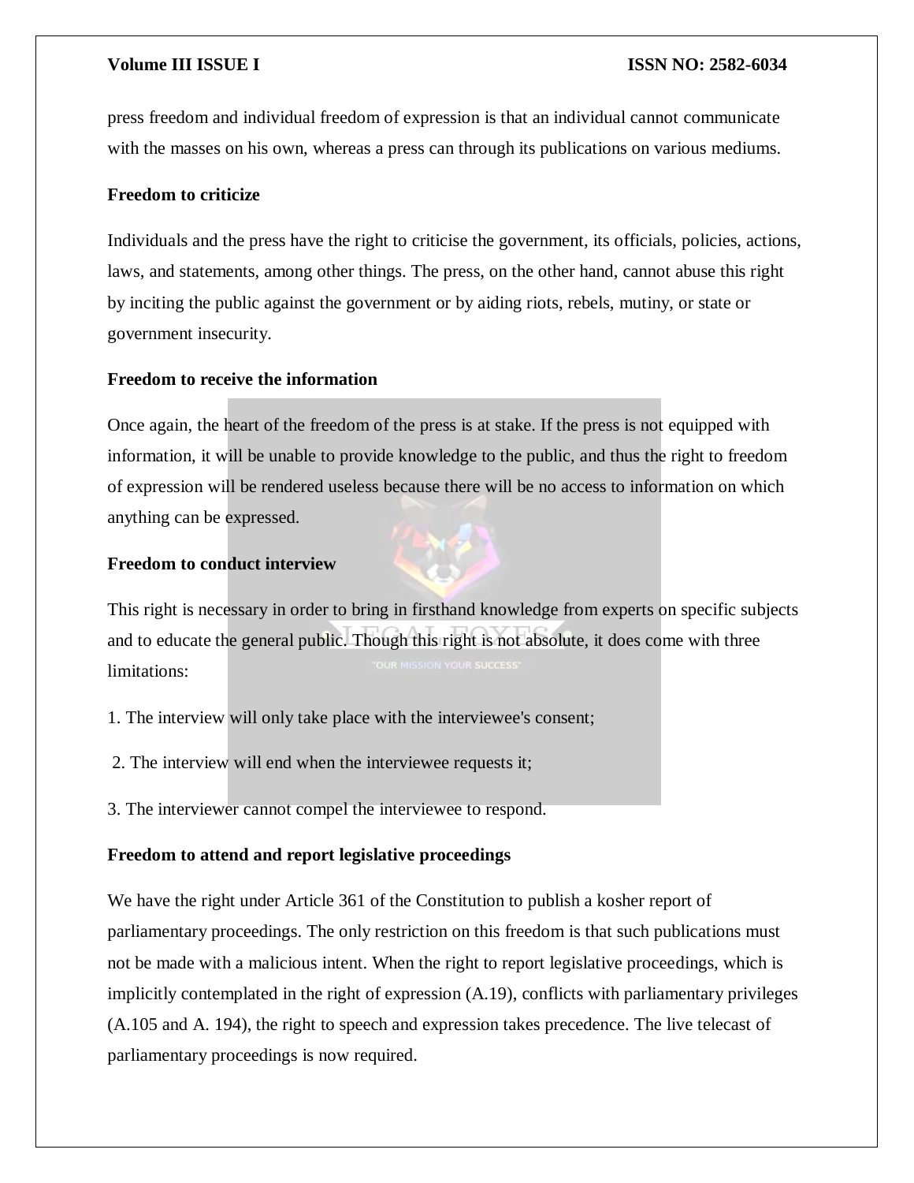press freedom and individual freedom of expression is that an individual cannot communicate with the masses on his own, whereas a press can through its publications on various mediums.

**Freedom to criticize**

Individuals and the press have the right to criticise the government, its officials, policies, actions, laws, and statements, among other things. The press, on the other hand, cannot abuse this right by inciting the public against the government or by aiding riots, rebels, mutiny, or state or government insecurity.

**Freedom to receive the information**

Once again, the heart of the freedom of the press is at stake. If the press is not equipped with information, it will be unable to provide knowledge to the public, and thus the right to freedom of expression will be rendered useless because there will be no access to information on which anything can be expressed.

**Freedom to conduct interview**

This right is necessary in order to bring in firsthand knowledge from experts on specific subjects and to educate the general public. Though this right is not absolute, it does come with three limitations:

1. The interview will only take place with the interviewee's consent;
2. The interview will end when the interviewee requests it;
3. The interviewer cannot compel the interviewee to respond.

**Freedom to attend and report legislative proceedings**

We have the right under Article 361 of the Constitution to publish a kosher report of parliamentary proceedings. The only restriction on this freedom is that such publications must not be made with a malicious intent. When the right to report legislative proceedings, which is implicitly contemplated in the right of expression (A.19), conflicts with parliamentary privileges (A.105 and A. 194), the right to speech and expression takes precedence. The live telecast of parliamentary proceedings is now required.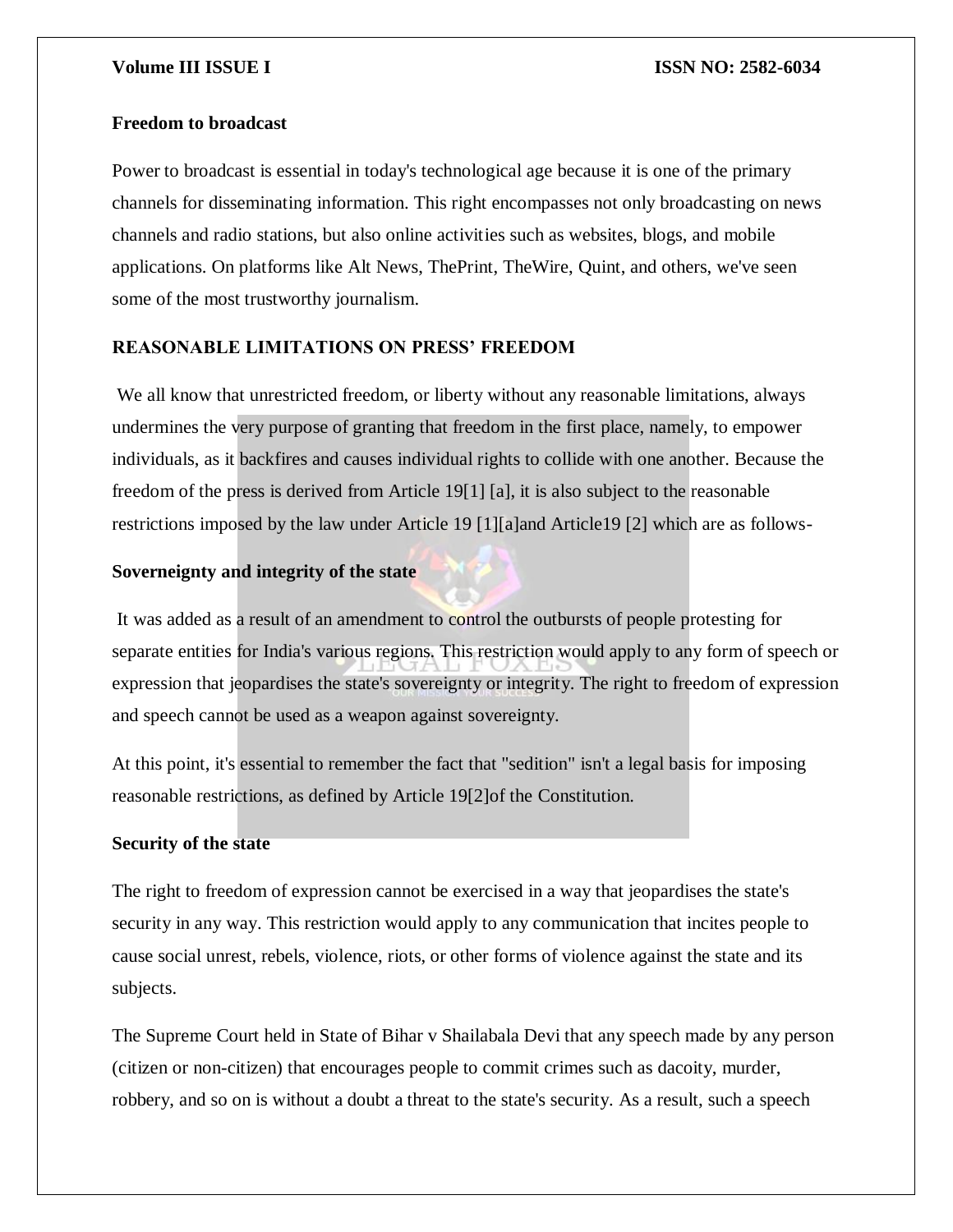**Freedom to broadcast**

Power to broadcast is essential in today's technological age because it is one of the primary channels for disseminating information. This right encompasses not only broadcasting on news channels and radio stations, but also online activities such as websites, blogs, and mobile applications. On platforms like Alt News, ThePrint, TheWire, Quint, and others, we've seen some of the most trustworthy journalism.

## REASONABLE LIMITATIONS ON PRESS' FREEDOM

We all know that unrestricted freedom, or liberty without any reasonable limitations, always undermines the very purpose of granting that freedom in the first place, namely, to empower individuals, as it backfires and causes individual rights to collide with one another. Because the freedom of the press is derived from Article 19[1] [a], it is also subject to the reasonable restrictions imposed by the law under Article 19 [1][a]and Article19 [2] which are as follows-

**Soverneignty and integrity of the state**

It was added as a result of an amendment to control the outbursts of people protesting for separate entities for India's various regions. This restriction would apply to any form of speech or expression that jeopardises the state's sovereignty or integrity. The right to freedom of expression and speech cannot be used as a weapon against sovereignty.

At this point, it's essential to remember the fact that "sedition" isn't a legal basis for imposing reasonable restrictions, as defined by Article 19[2]of the Constitution.

**Security of the state**

The right to freedom of expression cannot be exercised in a way that jeopardises the state's security in any way. This restriction would apply to any communication that incites people to cause social unrest, rebels, violence, riots, or other forms of violence against the state and its subjects.

The Supreme Court held in State of Bihar v Shailabala Devi that any speech made by any person (citizen or non-citizen) that encourages people to commit crimes such as dacoity, murder, robbery, and so on is without a doubt a threat to the state's security. As a result, such a speech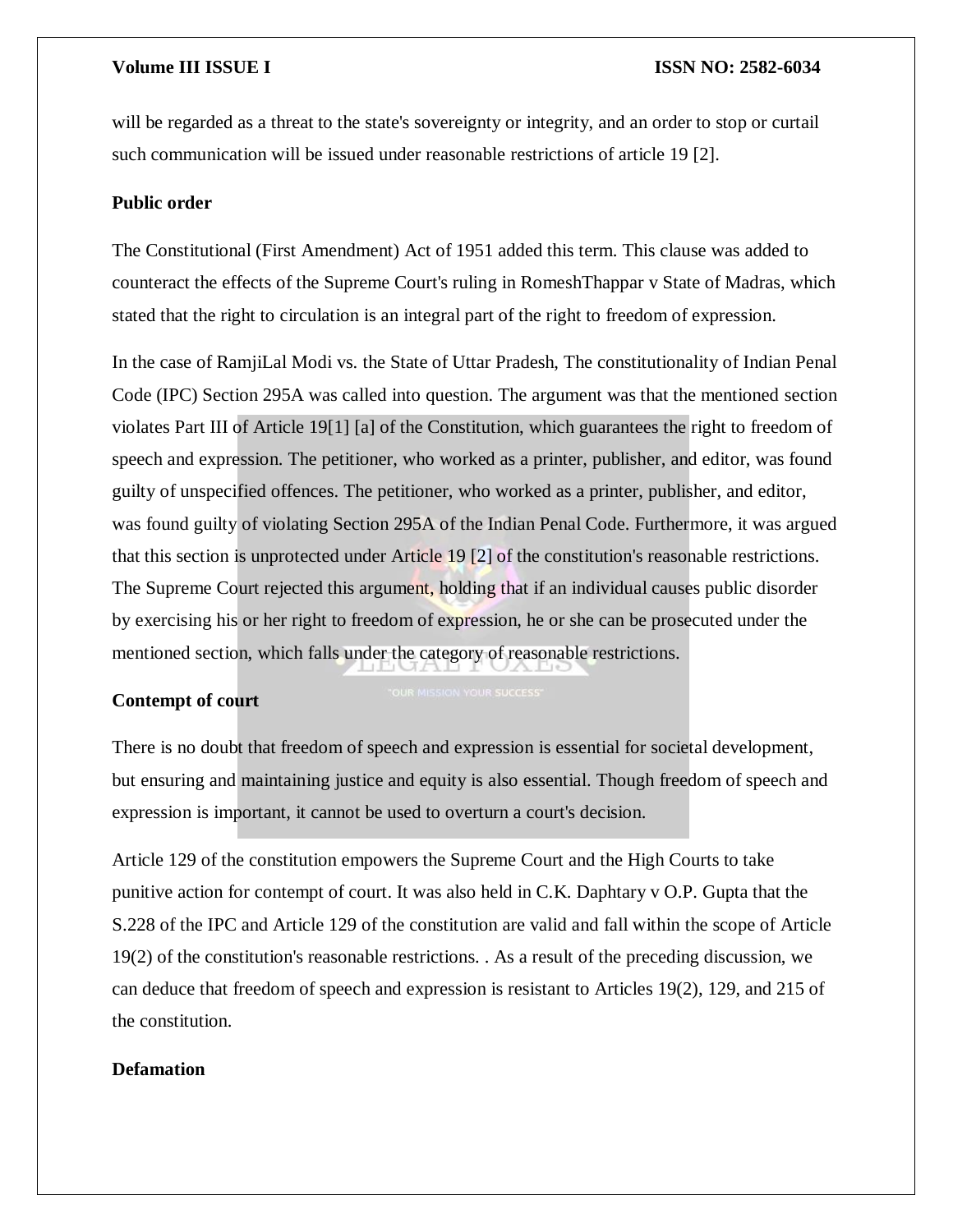will be regarded as a threat to the state's sovereignty or integrity, and an order to stop or curtail such communication will be issued under reasonable restrictions of article 19 [2].

**Public order**

The Constitutional (First Amendment) Act of 1951 added this term. This clause was added to counteract the effects of the Supreme Court's ruling in RomeshThappar v State of Madras, which stated that the right to circulation is an integral part of the right to freedom of expression.

In the case of RamjiLal Modi vs. the State of Uttar Pradesh, The constitutionality of Indian Penal Code (IPC) Section 295A was called into question. The argument was that the mentioned section violates Part III of Article 19[1] [a] of the Constitution, which guarantees the right to freedom of speech and expression. The petitioner, who worked as a printer, publisher, and editor, was found guilty of unspecified offences. The petitioner, who worked as a printer, publisher, and editor, was found guilty of violating Section 295A of the Indian Penal Code. Furthermore, it was argued that this section is unprotected under Article 19 [2] of the constitution's reasonable restrictions. The Supreme Court rejected this argument, holding that if an individual causes public disorder by exercising his or her right to freedom of expression, he or she can be prosecuted under the mentioned section, which falls under the category of reasonable restrictions.

**Contempt of court**

There is no doubt that freedom of speech and expression is essential for societal development, but ensuring and maintaining justice and equity is also essential. Though freedom of speech and expression is important, it cannot be used to overturn a court's decision.

Article 129 of the constitution empowers the Supreme Court and the High Courts to take punitive action for contempt of court. It was also held in C.K. Daphtary v O.P. Gupta that the S.228 of the IPC and Article 129 of the constitution are valid and fall within the scope of Article 19(2) of the constitution's reasonable restrictions. . As a result of the preceding discussion, we can deduce that freedom of speech and expression is resistant to Articles 19(2), 129, and 215 of the constitution.

**Defamation**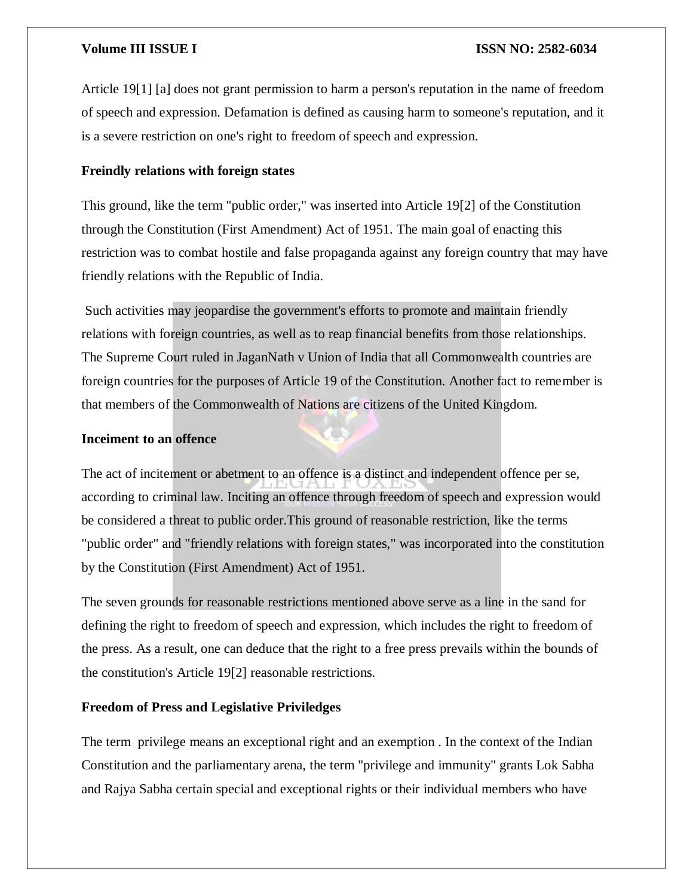Article 19[1] [a] does not grant permission to harm a person's reputation in the name of freedom of speech and expression. Defamation is defined as causing harm to someone's reputation, and it is a severe restriction on one's right to freedom of speech and expression.

**Freindly relations with foreign states**

This ground, like the term "public order," was inserted into Article 19[2] of the Constitution through the Constitution (First Amendment) Act of 1951. The main goal of enacting this restriction was to combat hostile and false propaganda against any foreign country that may have friendly relations with the Republic of India.

Such activities may jeopardise the government's efforts to promote and maintain friendly relations with foreign countries, as well as to reap financial benefits from those relationships. The Supreme Court ruled in JaganNath v Union of India that all Commonwealth countries are foreign countries for the purposes of Article 19 of the Constitution. Another fact to remember is that members of the Commonwealth of Nations are citizens of the United Kingdom.

**Inceiment to an offence**

The act of incitement or abetment to an offence is a distinct and independent offence per se, according to criminal law. Inciting an offence through freedom of speech and expression would be considered a threat to public order.This ground of reasonable restriction, like the terms "public order" and "friendly relations with foreign states," was incorporated into the constitution by the Constitution (First Amendment) Act of 1951.

The seven grounds for reasonable restrictions mentioned above serve as a line in the sand for defining the right to freedom of speech and expression, which includes the right to freedom of the press. As a result, one can deduce that the right to a free press prevails within the bounds of the constitution's Article 19[2] reasonable restrictions.

**Freedom of Press and Legislative Priviledges**

The term privilege means an exceptional right and an exemption . In the context of the Indian Constitution and the parliamentary arena, the term "privilege and immunity" grants Lok Sabha and Rajya Sabha certain special and exceptional rights or their individual members who have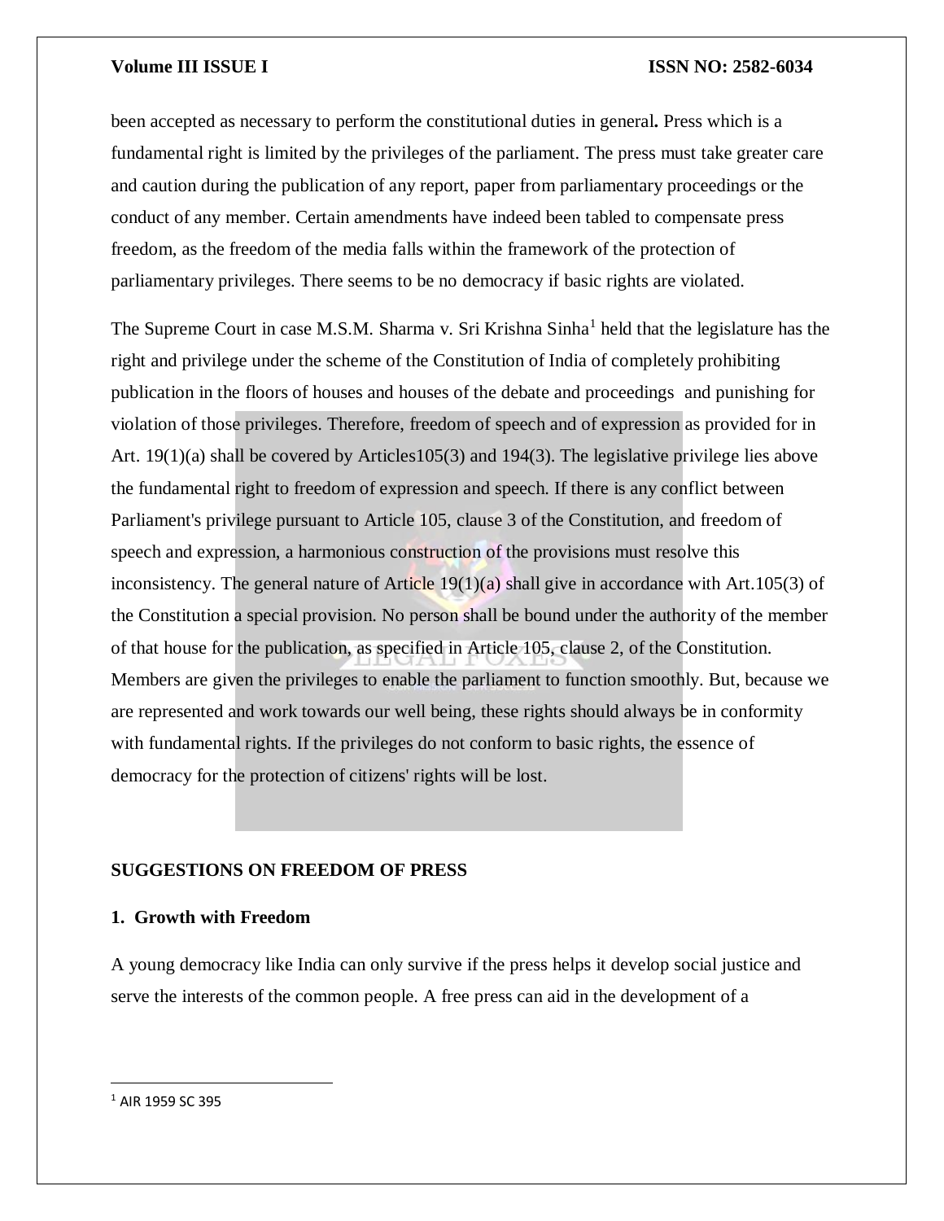been accepted as necessary to perform the constitutional duties in general**.** Press which is a fundamental right is limited by the privileges of the parliament. The press must take greater care and caution during the publication of any report, paper from parliamentary proceedings or the conduct of any member. Certain amendments have indeed been tabled to compensate press freedom, as the freedom of the media falls within the framework of the protection of parliamentary privileges. There seems to be no democracy if basic rights are violated.

The Supreme Court in case M.S.M. Sharma v. Sri Krishna Sinha[1] held that the legislature has the right and privilege under the scheme of the Constitution of India of completely prohibiting publication in the floors of houses and houses of the debate and proceedings and punishing for violation of those privileges. Therefore, freedom of speech and of expression as provided for in Art. 19(1)(a) shall be covered by Articles105(3) and 194(3). The legislative privilege lies above the fundamental right to freedom of expression and speech. If there is any conflict between Parliament's privilege pursuant to Article 105, clause 3 of the Constitution, and freedom of speech and expression, a harmonious construction of the provisions must resolve this inconsistency. The general nature of Article 19(1)(a) shall give in accordance with Art.105(3) of the Constitution a special provision. No person shall be bound under the authority of the member of that house for the publication, as specified in Article 105, clause 2, of the Constitution. Members are given the privileges to enable the parliament to function smoothly. But, because we are represented and work towards our well being, these rights should always be in conformity with fundamental rights. If the privileges do not conform to basic rights, the essence of democracy for the protection of citizens' rights will be lost.

## SUGGESTIONS ON FREEDOM OF PRESS

### 1. Growth with Freedom

A young democracy like India can only survive if the press helps it develop social justice and serve the interests of the common people. A free press can aid in the development of a

---

[1] AIR 1959 SC 395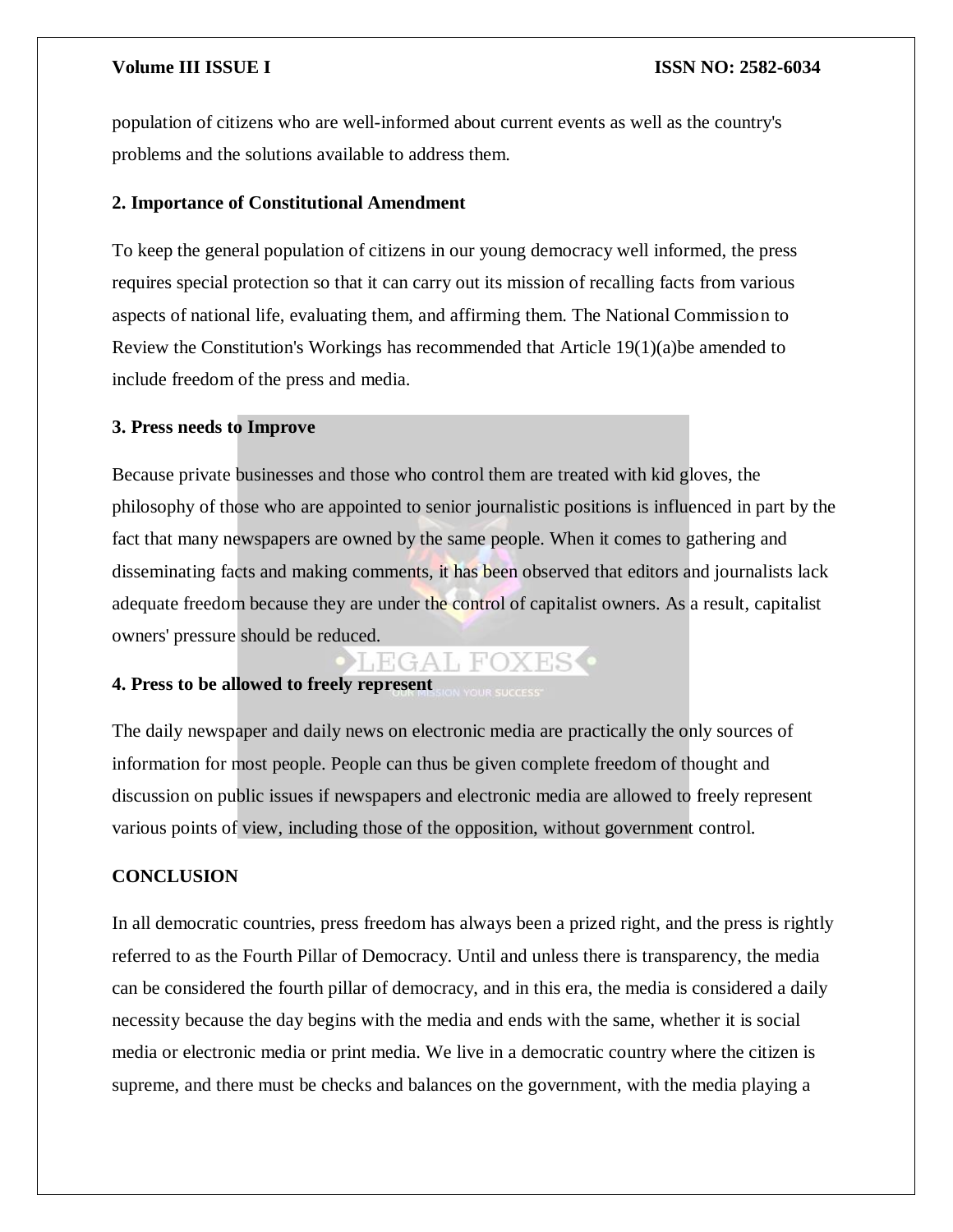population of citizens who are well-informed about current events as well as the country's problems and the solutions available to address them.

### 2. Importance of Constitutional Amendment

To keep the general population of citizens in our young democracy well informed, the press requires special protection so that it can carry out its mission of recalling facts from various aspects of national life, evaluating them, and affirming them. The National Commission to Review the Constitution's Workings has recommended that Article 19(1)(a)be amended to include freedom of the press and media.

### 3. Press needs to Improve

Because private businesses and those who control them are treated with kid gloves, the philosophy of those who are appointed to senior journalistic positions is influenced in part by the fact that many newspapers are owned by the same people. When it comes to gathering and disseminating facts and making comments, it has been observed that editors and journalists lack adequate freedom because they are under the control of capitalist owners. As a result, capitalist owners' pressure should be reduced.

### 4. Press to be allowed to freely represent

The daily newspaper and daily news on electronic media are practically the only sources of information for most people. People can thus be given complete freedom of thought and discussion on public issues if newspapers and electronic media are allowed to freely represent various points of view, including those of the opposition, without government control.

## CONCLUSION

In all democratic countries, press freedom has always been a prized right, and the press is rightly referred to as the Fourth Pillar of Democracy. Until and unless there is transparency, the media can be considered the fourth pillar of democracy, and in this era, the media is considered a daily necessity because the day begins with the media and ends with the same, whether it is social media or electronic media or print media. We live in a democratic country where the citizen is supreme, and there must be checks and balances on the government, with the media playing a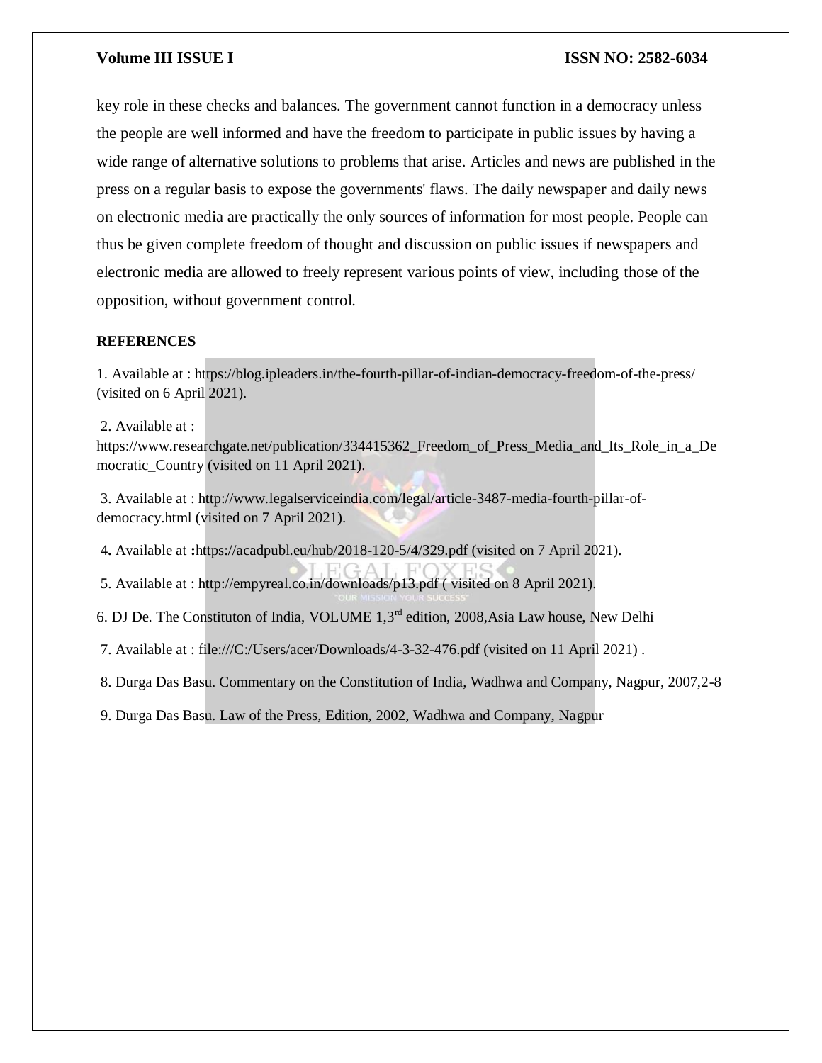key role in these checks and balances. The government cannot function in a democracy unless the people are well informed and have the freedom to participate in public issues by having a wide range of alternative solutions to problems that arise. Articles and news are published in the press on a regular basis to expose the governments' flaws. The daily newspaper and daily news on electronic media are practically the only sources of information for most people. People can thus be given complete freedom of thought and discussion on public issues if newspapers and electronic media are allowed to freely represent various points of view, including those of the opposition, without government control.

**REFERENCES**

1. Available at : https://blog.ipleaders.in/the-fourth-pillar-of-indian-democracy-freedom-of-the-press/ (visited on 6 April 2021).

2. Available at : https://www.researchgate.net/publication/334415362_Freedom_of_Press_Media_and_Its_Role_in_a_Democratic_Country (visited on 11 April 2021).

3. Available at : http://www.legalserviceindia.com/legal/article-3487-media-fourth-pillar-of-democracy.html (visited on 7 April 2021).

4. Available at **:**https://acadpubl.eu/hub/2018-120-5/4/329.pdf (visited on 7 April 2021).

5. Available at : http://empyreal.co.in/downloads/p13.pdf ( visited on 8 April 2021).

6. DJ De. The Constituton of India, VOLUME 1,3rd edition, 2008,Asia Law house, New Delhi

7. Available at : file:///C:/Users/acer/Downloads/4-3-32-476.pdf (visited on 11 April 2021) .

8. Durga Das Basu. Commentary on the Constitution of India, Wadhwa and Company, Nagpur, 2007,2-8

9. Durga Das Basu. Law of the Press, Edition, 2002, Wadhwa and Company, Nagpur